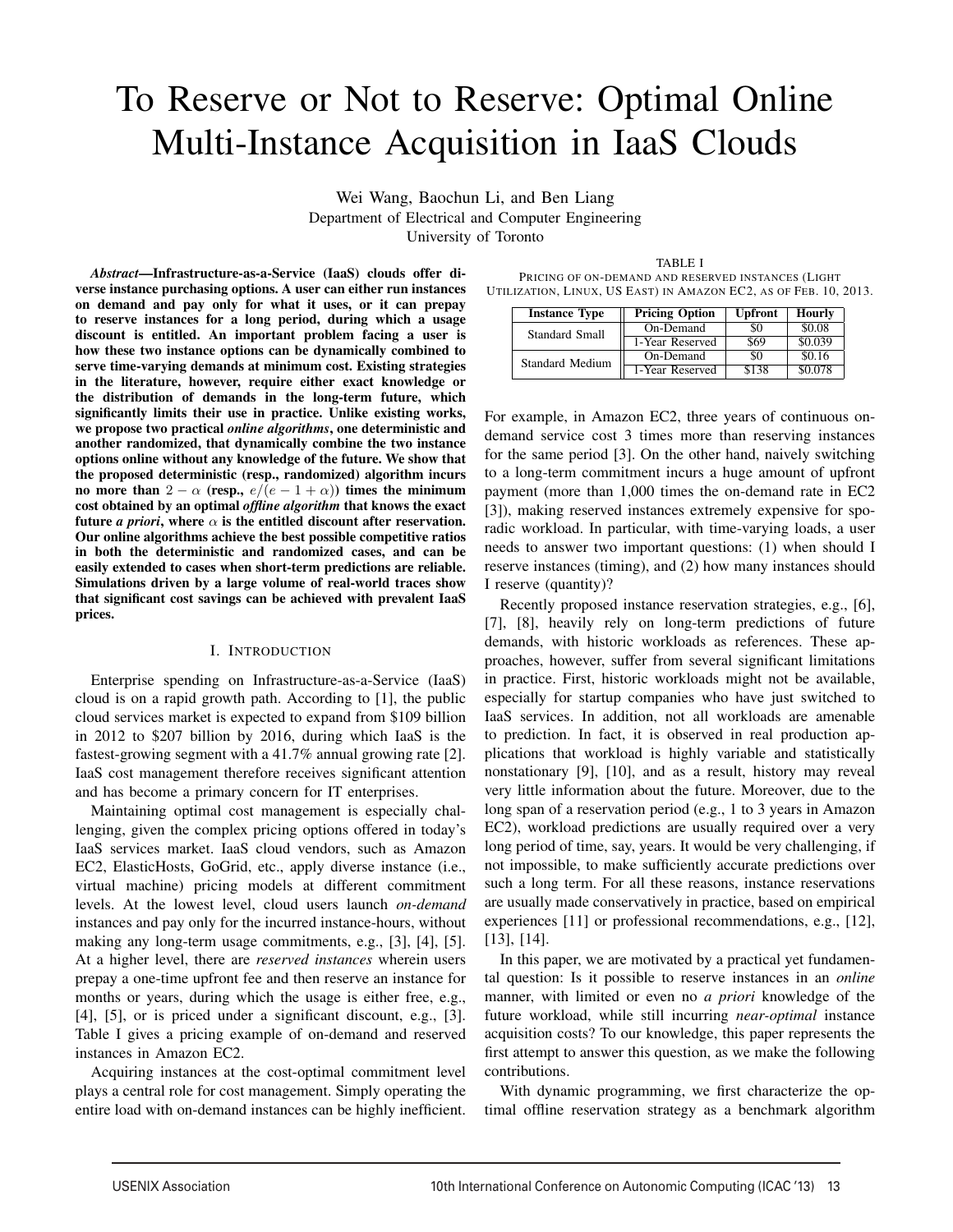# To Reserve or Not to Reserve: Optimal Online Multi-Instance Acquisition in IaaS Clouds

Wei Wang, Baochun Li, and Ben Liang
Department of Electrical and Computer Engineering
University of Toronto

***Abstract*—Infrastructure-as-a-Service (IaaS) clouds offer diverse instance purchasing options. A user can either run instances on demand and pay only for what it uses, or it can prepay to reserve instances for a long period, during which a usage discount is entitled. An important problem facing a user is how these two instance options can be dynamically combined to serve time-varying demands at minimum cost. Existing strategies in the literature, however, require either exact knowledge or the distribution of demands in the long-term future, which significantly limits their use in practice. Unlike existing works, we propose two practical *online algorithms*, one deterministic and another randomized, that dynamically combine the two instance options online without any knowledge of the future. We show that the proposed deterministic (resp., randomized) algorithm incurs no more than $2 - \alpha$ (resp., $e/(e - 1 + \alpha)$) times the minimum cost obtained by an optimal *offline algorithm* that knows the exact future *a priori*, where $\alpha$ is the entitled discount after reservation. Our online algorithms achieve the best possible competitive ratios in both the deterministic and randomized cases, and can be easily extended to cases when short-term predictions are reliable. Simulations driven by a large volume of real-world traces show that significant cost savings can be achieved with prevalent IaaS prices.**

## I. Introduction

Enterprise spending on Infrastructure-as-a-Service (IaaS) cloud is on a rapid growth path. According to [1], the public cloud services market is expected to expand from \$109 billion in 2012 to \$207 billion by 2016, during which IaaS is the fastest-growing segment with a 41.7% annual growing rate [2]. IaaS cost management therefore receives significant attention and has become a primary concern for IT enterprises.

Maintaining optimal cost management is especially challenging, given the complex pricing options offered in today's IaaS services market. IaaS cloud vendors, such as Amazon EC2, ElasticHosts, GoGrid, etc., apply diverse instance (i.e., virtual machine) pricing models at different commitment levels. At the lowest level, cloud users launch *on-demand* instances and pay only for the incurred instance-hours, without making any long-term usage commitments, e.g., [3], [4], [5]. At a higher level, there are *reserved instances* wherein users prepay a one-time upfront fee and then reserve an instance for months or years, during which the usage is either free, e.g., [4], [5], or is priced under a significant discount, e.g., [3]. Table I gives a pricing example of on-demand and reserved instances in Amazon EC2.

Acquiring instances at the cost-optimal commitment level plays a central role for cost management. Simply operating the entire load with on-demand instances can be highly inefficient.

TABLE I
Pricing of on-demand and reserved instances (Light Utilization, Linux, US East) in Amazon EC2, as of Feb. 10, 2013.

| Instance Type | Pricing Option | Upfront | Hourly |
|---|---|---|---|
| Standard Small | On-Demand | \$0 | \$0.08 |
| | 1-Year Reserved | \$69 | \$0.039 |
| Standard Medium | On-Demand | \$0 | \$0.16 |
| | 1-Year Reserved | \$138 | \$0.078 |

For example, in Amazon EC2, three years of continuous on-demand service cost 3 times more than reserving instances for the same period [3]. On the other hand, naively switching to a long-term commitment incurs a huge amount of upfront payment (more than 1,000 times the on-demand rate in EC2 [3]), making reserved instances extremely expensive for sporadic workload. In particular, with time-varying loads, a user needs to answer two important questions: (1) when should I reserve instances (timing), and (2) how many instances should I reserve (quantity)?

Recently proposed instance reservation strategies, e.g., [6], [7], [8], heavily rely on long-term predictions of future demands, with historic workloads as references. These approaches, however, suffer from several significant limitations in practice. First, historic workloads might not be available, especially for startup companies who have just switched to IaaS services. In addition, not all workloads are amenable to prediction. In fact, it is observed in real production applications that workload is highly variable and statistically nonstationary [9], [10], and as a result, history may reveal very little information about the future. Moreover, due to the long span of a reservation period (e.g., 1 to 3 years in Amazon EC2), workload predictions are usually required over a very long period of time, say, years. It would be very challenging, if not impossible, to make sufficiently accurate predictions over such a long term. For all these reasons, instance reservations are usually made conservatively in practice, based on empirical experiences [11] or professional recommendations, e.g., [12], [13], [14].

In this paper, we are motivated by a practical yet fundamental question: Is it possible to reserve instances in an *online* manner, with limited or even no *a priori* knowledge of the future workload, while still incurring *near-optimal* instance acquisition costs? To our knowledge, this paper represents the first attempt to answer this question, as we make the following contributions.

With dynamic programming, we first characterize the optimal offline reservation strategy as a benchmark algorithm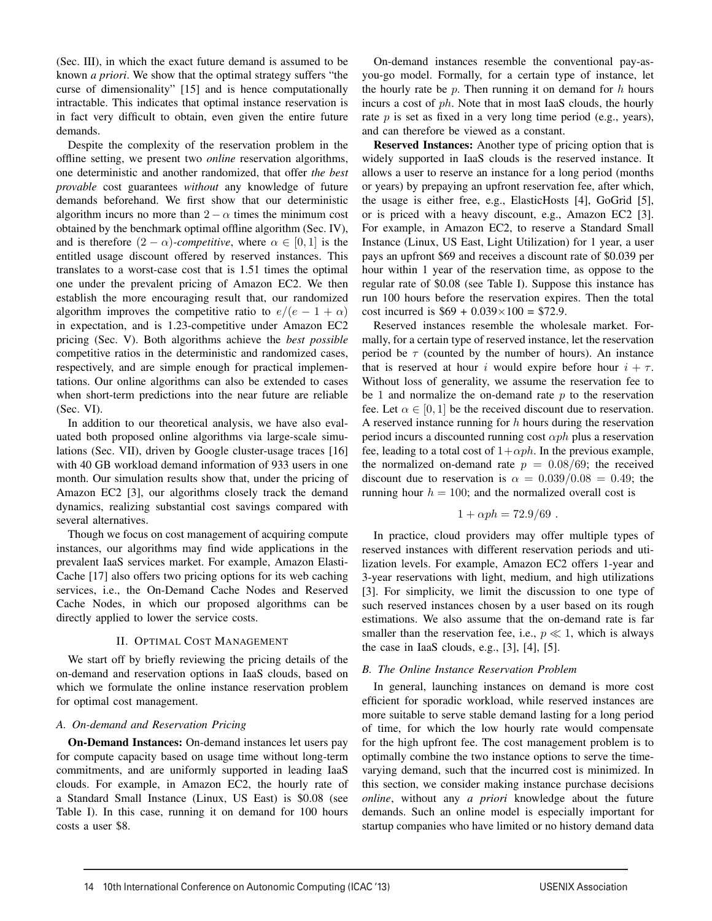(Sec. III), in which the exact future demand is assumed to be known *a priori*. We show that the optimal strategy suffers "the curse of dimensionality" [15] and is hence computationally intractable. This indicates that optimal instance reservation is in fact very difficult to obtain, even given the entire future demands.

Despite the complexity of the reservation problem in the offline setting, we present two *online* reservation algorithms, one deterministic and another randomized, that offer *the best provable* cost guarantees *without* any knowledge of future demands beforehand. We first show that our deterministic algorithm incurs no more than $2-\alpha$ times the minimum cost obtained by the benchmark optimal offline algorithm (Sec. IV), and is therefore $(2-\alpha)$*-competitive*, where $\alpha \in [0,1]$ is the entitled usage discount offered by reserved instances. This translates to a worst-case cost that is 1.51 times the optimal one under the prevalent pricing of Amazon EC2. We then establish the more encouraging result that, our randomized algorithm improves the competitive ratio to $e/(e-1+\alpha)$ in expectation, and is 1.23-competitive under Amazon EC2 pricing (Sec. V). Both algorithms achieve the *best possible* competitive ratios in the deterministic and randomized cases, respectively, and are simple enough for practical implementations. Our online algorithms can also be extended to cases when short-term predictions into the near future are reliable (Sec. VI).

In addition to our theoretical analysis, we have also evaluated both proposed online algorithms via large-scale simulations (Sec. VII), driven by Google cluster-usage traces [16] with 40 GB workload demand information of 933 users in one month. Our simulation results show that, under the pricing of Amazon EC2 [3], our algorithms closely track the demand dynamics, realizing substantial cost savings compared with several alternatives.

Though we focus on cost management of acquiring compute instances, our algorithms may find wide applications in the prevalent IaaS services market. For example, Amazon ElastiCache [17] also offers two pricing options for its web caching services, i.e., the On-Demand Cache Nodes and Reserved Cache Nodes, in which our proposed algorithms can be directly applied to lower the service costs.

## II. Optimal Cost Management

We start off by briefly reviewing the pricing details of the on-demand and reservation options in IaaS clouds, based on which we formulate the online instance reservation problem for optimal cost management.

### A. On-demand and Reservation Pricing

**On-Demand Instances:** On-demand instances let users pay for compute capacity based on usage time without long-term commitments, and are uniformly supported in leading IaaS clouds. For example, in Amazon EC2, the hourly rate of a Standard Small Instance (Linux, US East) is \$0.08 (see Table I). In this case, running it on demand for 100 hours costs a user \$8.

On-demand instances resemble the conventional pay-as-you-go model. Formally, for a certain type of instance, let the hourly rate be $p$. Then running it on demand for $h$ hours incurs a cost of $ph$. Note that in most IaaS clouds, the hourly rate $p$ is set as fixed in a very long time period (e.g., years), and can therefore be viewed as a constant.

**Reserved Instances:** Another type of pricing option that is widely supported in IaaS clouds is the reserved instance. It allows a user to reserve an instance for a long period (months or years) by prepaying an upfront reservation fee, after which, the usage is either free, e.g., ElasticHosts [4], GoGrid [5], or is priced with a heavy discount, e.g., Amazon EC2 [3]. For example, in Amazon EC2, to reserve a Standard Small Instance (Linux, US East, Light Utilization) for 1 year, a user pays an upfront \$69 and receives a discount rate of \$0.039 per hour within 1 year of the reservation time, as oppose to the regular rate of \$0.08 (see Table I). Suppose this instance has run 100 hours before the reservation expires. Then the total cost incurred is \$69 + 0.039×100 = \$72.9.

Reserved instances resemble the wholesale market. Formally, for a certain type of reserved instance, let the reservation period be $\tau$ (counted by the number of hours). An instance that is reserved at hour $i$ would expire before hour $i+\tau$. Without loss of generality, we assume the reservation fee to be 1 and normalize the on-demand rate $p$ to the reservation fee. Let $\alpha \in [0,1]$ be the received discount due to reservation. A reserved instance running for $h$ hours during the reservation period incurs a discounted running cost $\alpha ph$ plus a reservation fee, leading to a total cost of $1+\alpha ph$. In the previous example, the normalized on-demand rate $p = 0.08/69$; the received discount due to reservation is $\alpha = 0.039/0.08 = 0.49$; the running hour $h = 100$; and the normalized overall cost is

$$1 + \alpha ph = 72.9/69 \ .$$

In practice, cloud providers may offer multiple types of reserved instances with different reservation periods and utilization levels. For example, Amazon EC2 offers 1-year and 3-year reservations with light, medium, and high utilizations [3]. For simplicity, we limit the discussion to one type of such reserved instances chosen by a user based on its rough estimations. We also assume that the on-demand rate is far smaller than the reservation fee, i.e., $p \ll 1$, which is always the case in IaaS clouds, e.g., [3], [4], [5].

### B. The Online Instance Reservation Problem

In general, launching instances on demand is more cost efficient for sporadic workload, while reserved instances are more suitable to serve stable demand lasting for a long period of time, for which the low hourly rate would compensate for the high upfront fee. The cost management problem is to optimally combine the two instance options to serve the time-varying demand, such that the incurred cost is minimized. In this section, we consider making instance purchase decisions *online*, without any *a priori* knowledge about the future demands. Such an online model is especially important for startup companies who have limited or no history demand data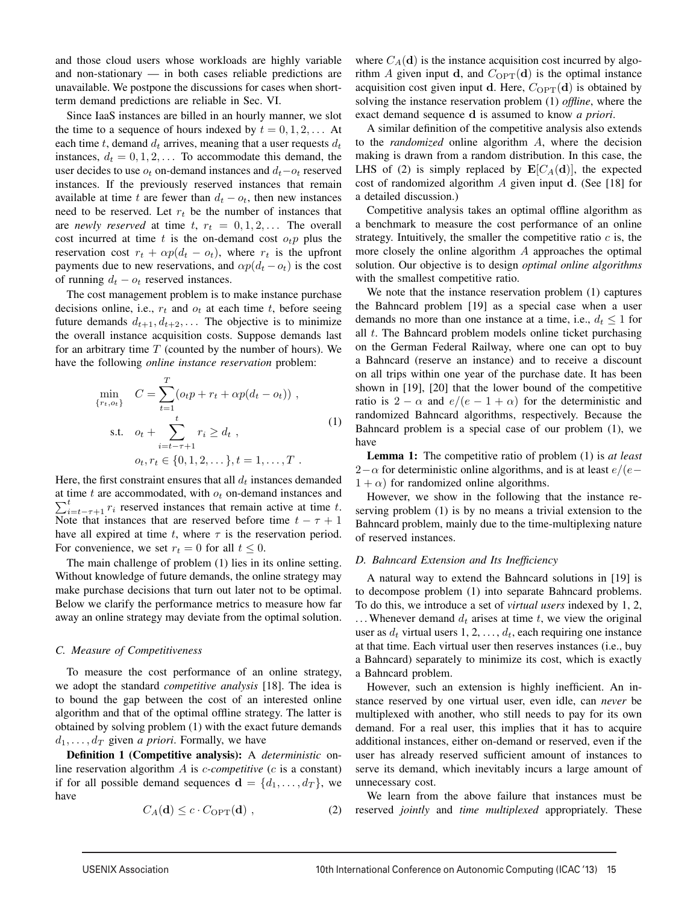and those cloud users whose workloads are highly variable and non-stationary — in both cases reliable predictions are unavailable. We postpone the discussions for cases when short-term demand predictions are reliable in Sec. VI.

Since IaaS instances are billed in an hourly manner, we slot the time to a sequence of hours indexed by $t = 0, 1, 2, \ldots$ At each time $t$, demand $d_t$ arrives, meaning that a user requests $d_t$ instances, $d_t = 0, 1, 2, \ldots$ To accommodate this demand, the user decides to use $o_t$ on-demand instances and $d_t - o_t$ reserved instances. If the previously reserved instances that remain available at time $t$ are fewer than $d_t - o_t$, then new instances need to be reserved. Let $r_t$ be the number of instances that are *newly reserved* at time $t$, $r_t = 0, 1, 2, \ldots$ The overall cost incurred at time $t$ is the on-demand cost $o_t p$ plus the reservation cost $r_t + \alpha p(d_t - o_t)$, where $r_t$ is the upfront payments due to new reservations, and $\alpha p(d_t - o_t)$ is the cost of running $d_t - o_t$ reserved instances.

The cost management problem is to make instance purchase decisions online, i.e., $r_t$ and $o_t$ at each time $t$, before seeing future demands $d_{t+1}, d_{t+2}, \ldots$ The objective is to minimize the overall instance acquisition costs. Suppose demands last for an arbitrary time $T$ (counted by the number of hours). We have the following *online instance reservation* problem:

$$
\begin{aligned}
\min_{\{r_t, o_t\}} \quad & C = \sum_{t=1}^{T} (o_t p + r_t + \alpha p(d_t - o_t)) \ , \\
\text{s.t.} \quad & o_t + \sum_{i=t-\tau+1}^{t} r_i \geq d_t \ , \\
& o_t, r_t \in \{0, 1, 2, \ldots\}, t = 1, \ldots, T \ .
\end{aligned}
\tag{1}
$$

Here, the first constraint ensures that all $d_t$ instances demanded at time $t$ are accommodated, with $o_t$ on-demand instances and $\sum_{i=t-\tau+1}^{t} r_i$ reserved instances that remain active at time $t$. Note that instances that are reserved before time $t - \tau + 1$ have all expired at time $t$, where $\tau$ is the reservation period. For convenience, we set $r_t = 0$ for all $t \leq 0$.

The main challenge of problem (1) lies in its online setting. Without knowledge of future demands, the online strategy may make purchase decisions that turn out later not to be optimal. Below we clarify the performance metrics to measure how far away an online strategy may deviate from the optimal solution.

### C. Measure of Competitiveness

To measure the cost performance of an online strategy, we adopt the standard *competitive analysis* [18]. The idea is to bound the gap between the cost of an interested online algorithm and that of the optimal offline strategy. The latter is obtained by solving problem (1) with the exact future demands $d_1, \ldots, d_T$ given *a priori*. Formally, we have

**Definition 1 (Competitive analysis):** A *deterministic* online reservation algorithm $A$ is $c$-*competitive* ($c$ is a constant) if for all possible demand sequences $\mathbf{d} = \{d_1, \ldots, d_T\}$, we have

$$
C_A(\mathbf{d}) \leq c \cdot C_{\text{OPT}}(\mathbf{d}) \ , \tag{2}
$$

where $C_A(\mathbf{d})$ is the instance acquisition cost incurred by algorithm $A$ given input $\mathbf{d}$, and $C_{\text{OPT}}(\mathbf{d})$ is the optimal instance acquisition cost given input $\mathbf{d}$. Here, $C_{\text{OPT}}(\mathbf{d})$ is obtained by solving the instance reservation problem (1) *offline*, where the exact demand sequence $\mathbf{d}$ is assumed to know *a priori*.

A similar definition of the competitive analysis also extends to the *randomized* online algorithm $A$, where the decision making is drawn from a random distribution. In this case, the LHS of (2) is simply replaced by $\mathbf{E}[C_A(\mathbf{d})]$, the expected cost of randomized algorithm $A$ given input $\mathbf{d}$. (See [18] for a detailed discussion.)

Competitive analysis takes an optimal offline algorithm as a benchmark to measure the cost performance of an online strategy. Intuitively, the smaller the competitive ratio $c$ is, the more closely the online algorithm $A$ approaches the optimal solution. Our objective is to design *optimal online algorithms* with the smallest competitive ratio.

We note that the instance reservation problem (1) captures the Bahncard problem [19] as a special case when a user demands no more than one instance at a time, i.e., $d_t \leq 1$ for all $t$. The Bahncard problem models online ticket purchasing on the German Federal Railway, where one can opt to buy a Bahncard (reserve an instance) and to receive a discount on all trips within one year of the purchase date. It has been shown in [19], [20] that the lower bound of the competitive ratio is $2 - \alpha$ and $e/(e - 1 + \alpha)$ for the deterministic and randomized Bahncard algorithms, respectively. Because the Bahncard problem is a special case of our problem (1), we have

**Lemma 1:** The competitive ratio of problem (1) is *at least* $2 - \alpha$ for deterministic online algorithms, and is at least $e/(e - 1 + \alpha)$ for randomized online algorithms.

However, we show in the following that the instance reserving problem (1) is by no means a trivial extension to the Bahncard problem, mainly due to the time-multiplexing nature of reserved instances.

### D. Bahncard Extension and Its Inefficiency

A natural way to extend the Bahncard solutions in [19] is to decompose problem (1) into separate Bahncard problems. To do this, we introduce a set of *virtual users* indexed by 1, 2, ... Whenever demand $d_t$ arises at time $t$, we view the original user as $d_t$ virtual users $1, 2, \ldots, d_t$, each requiring one instance at that time. Each virtual user then reserves instances (i.e., buy a Bahncard) separately to minimize its cost, which is exactly a Bahncard problem.

However, such an extension is highly inefficient. An instance reserved by one virtual user, even idle, can *never* be multiplexed with another, who still needs to pay for its own demand. For a real user, this implies that it has to acquire additional instances, either on-demand or reserved, even if the user has already reserved sufficient amount of instances to serve its demand, which inevitably incurs a large amount of unnecessary cost.

We learn from the above failure that instances must be reserved *jointly* and *time multiplexed* appropriately. These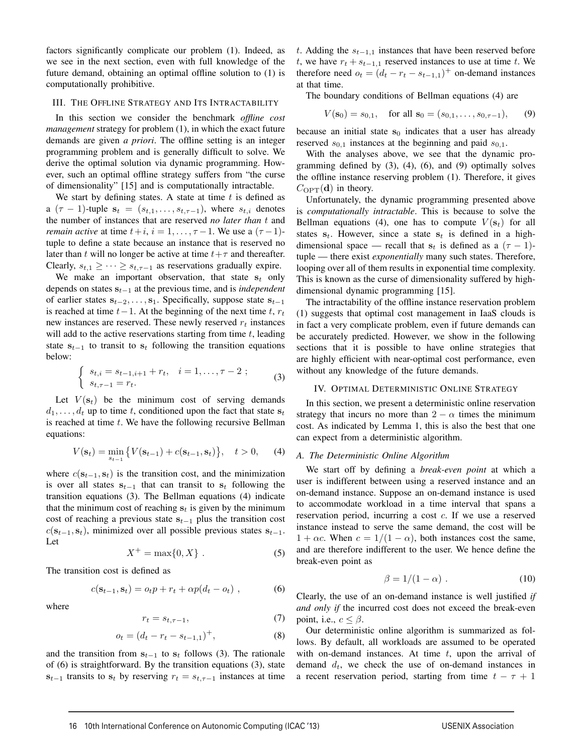factors significantly complicate our problem (1). Indeed, as we see in the next section, even with full knowledge of the future demand, obtaining an optimal offline solution to (1) is computationally prohibitive.

## III. The Offline Strategy and Its Intractability

In this section we consider the benchmark *offline cost management* strategy for problem (1), in which the exact future demands are given *a priori*. The offline setting is an integer programming problem and is generally difficult to solve. We derive the optimal solution via dynamic programming. However, such an optimal offline strategy suffers from "the curse of dimensionality" [15] and is computationally intractable.

We start by defining states. A state at time $t$ is defined as a $(\tau-1)$-tuple $\mathbf{s}_t = (s_{t,1}, \ldots, s_{t,\tau-1})$, where $s_{t,i}$ denotes the number of instances that are reserved *no later than* $t$ and *remain active* at time $t+i$, $i = 1, \ldots, \tau-1$. We use a $(\tau-1)$-tuple to define a state because an instance that is reserved no later than $t$ will no longer be active at time $t+\tau$ and thereafter. Clearly, $s_{t,1} \geq \cdots \geq s_{t,\tau-1}$ as reservations gradually expire.

We make an important observation, that state $\mathbf{s}_t$ only depends on states $\mathbf{s}_{t-1}$ at the previous time, and is *independent* of earlier states $\mathbf{s}_{t-2}, \ldots, \mathbf{s}_1$. Specifically, suppose state $\mathbf{s}_{t-1}$ is reached at time $t-1$. At the beginning of the next time $t$, $r_t$ new instances are reserved. These newly reserved $r_t$ instances will add to the active reservations starting from time $t$, leading state $\mathbf{s}_{t-1}$ to transit to $\mathbf{s}_t$ following the transition equations below:

$$\begin{cases} s_{t,i} = s_{t-1,i+1} + r_t, & i = 1, \ldots, \tau-2 \; ; \\ s_{t,\tau-1} = r_t. \end{cases} \tag{3}$$

Let $V(\mathbf{s}_t)$ be the minimum cost of serving demands $d_1, \ldots, d_t$ up to time $t$, conditioned upon the fact that state $\mathbf{s}_t$ is reached at time $t$. We have the following recursive Bellman equations:

$$V(\mathbf{s}_t) = \min_{\mathbf{s}_{t-1}} \big\{ V(\mathbf{s}_{t-1}) + c(\mathbf{s}_{t-1}, \mathbf{s}_t) \big\}, \quad t > 0, \tag{4}$$

where $c(\mathbf{s}_{t-1}, \mathbf{s}_t)$ is the transition cost, and the minimization is over all states $\mathbf{s}_{t-1}$ that can transit to $\mathbf{s}_t$ following the transition equations (3). The Bellman equations (4) indicate that the minimum cost of reaching $\mathbf{s}_t$ is given by the minimum cost of reaching a previous state $\mathbf{s}_{t-1}$ plus the transition cost $c(\mathbf{s}_{t-1}, \mathbf{s}_t)$, minimized over all possible previous states $\mathbf{s}_{t-1}$. Let

$$X^+ = \max\{0, X\} \; . \tag{5}$$

The transition cost is defined as

$$c(\mathbf{s}_{t-1}, \mathbf{s}_t) = o_t p + r_t + \alpha p(d_t - o_t) \; , \tag{6}$$

where

$$r_t = s_{t,\tau-1}, \tag{7}$$

$$o_t = (d_t - r_t - s_{t-1,1})^+, \tag{8}$$

and the transition from $\mathbf{s}_{t-1}$ to $\mathbf{s}_t$ follows (3). The rationale of (6) is straightforward. By the transition equations (3), state $\mathbf{s}_{t-1}$ transits to $\mathbf{s}_t$ by reserving $r_t = s_{t,\tau-1}$ instances at time $t$. Adding the $s_{t-1,1}$ instances that have been reserved before $t$, we have $r_t + s_{t-1,1}$ reserved instances to use at time $t$. We therefore need $o_t = (d_t - r_t - s_{t-1,1})^+$ on-demand instances at that time.

The boundary conditions of Bellman equations (4) are

$$V(\mathbf{s}_0) = s_{0,1}, \quad \text{for all } \mathbf{s}_0 = (s_{0,1}, \ldots, s_{0,\tau-1}), \tag{9}$$

because an initial state $\mathbf{s}_0$ indicates that a user has already reserved $s_{0,1}$ instances at the beginning and paid $s_{0,1}$.

With the analyses above, we see that the dynamic programming defined by (3), (4), (6), and (9) optimally solves the offline instance reserving problem (1). Therefore, it gives $C_{\text{OPT}}(\mathbf{d})$ in theory.

Unfortunately, the dynamic programming presented above is *computationally intractable*. This is because to solve the Bellman equations (4), one has to compute $V(\mathbf{s}_t)$ for all states $\mathbf{s}_t$. However, since a state $\mathbf{s}_t$ is defined in a high-dimensional space — recall that $\mathbf{s}_t$ is defined as a $(\tau-1)$-tuple — there exist *exponentially* many such states. Therefore, looping over all of them results in exponential time complexity. This is known as the curse of dimensionality suffered by high-dimensional dynamic programming [15].

The intractability of the offline instance reservation problem (1) suggests that optimal cost management in IaaS clouds is in fact a very complicate problem, even if future demands can be accurately predicted. However, we show in the following sections that it is possible to have online strategies that are highly efficient with near-optimal cost performance, even without any knowledge of the future demands.

## IV. Optimal Deterministic Online Strategy

In this section, we present a deterministic online reservation strategy that incurs no more than $2-\alpha$ times the minimum cost. As indicated by Lemma 1, this is also the best that one can expect from a deterministic algorithm.

### A. The Deterministic Online Algorithm

We start off by defining a *break-even point* at which a user is indifferent between using a reserved instance and an on-demand instance. Suppose an on-demand instance is used to accommodate workload in a time interval that spans a reservation period, incurring a cost $c$. If we use a reserved instance instead to serve the same demand, the cost will be $1 + \alpha c$. When $c = 1/(1-\alpha)$, both instances cost the same, and are therefore indifferent to the user. We hence define the break-even point as

$$\beta = 1/(1-\alpha) \; . \tag{10}$$

Clearly, the use of an on-demand instance is well justified *if and only if* the incurred cost does not exceed the break-even point, i.e., $c \leq \beta$.

Our deterministic online algorithm is summarized as follows. By default, all workloads are assumed to be operated with on-demand instances. At time $t$, upon the arrival of demand $d_t$, we check the use of on-demand instances in a recent reservation period, starting from time $t-\tau+1$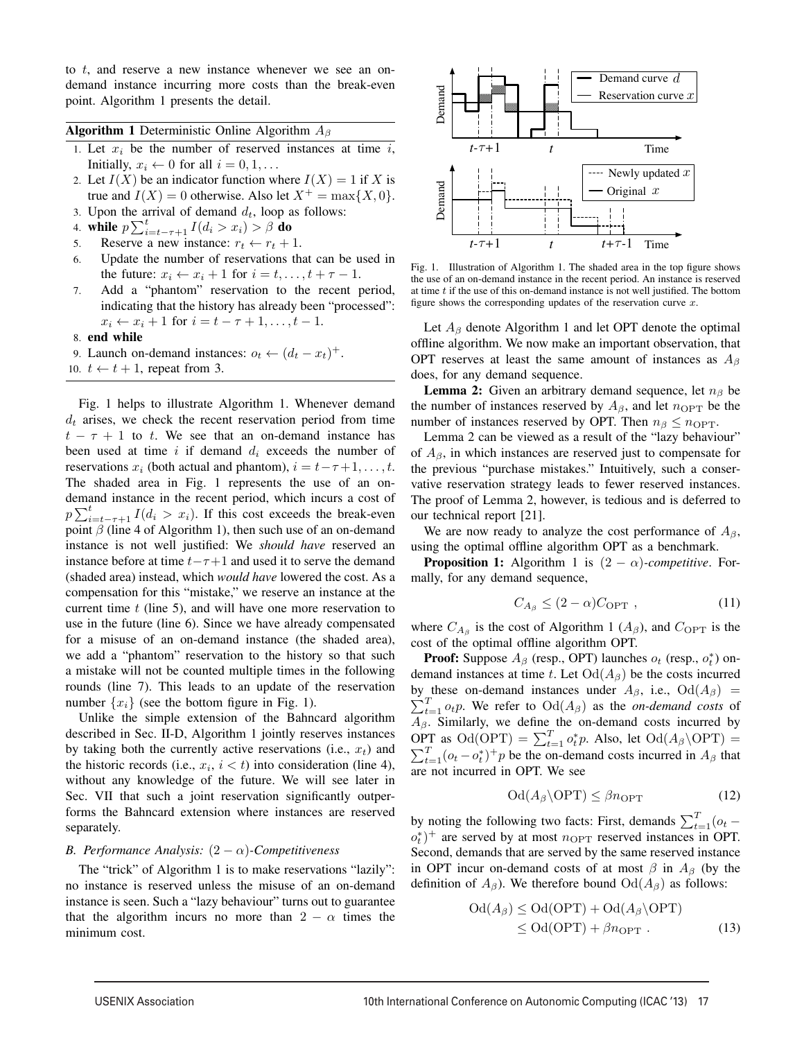to $t$, and reserve a new instance whenever we see an on-demand instance incurring more costs than the break-even point. Algorithm 1 presents the detail.

**Algorithm 1** Deterministic Online Algorithm $A_\beta$

1. Let $x_i$ be the number of reserved instances at time $i$, Initially, $x_i \leftarrow 0$ for all $i = 0, 1, \ldots$
2. Let $I(X)$ be an indicator function where $I(X) = 1$ if $X$ is true and $I(X) = 0$ otherwise. Also let $X^+ = \max\{X, 0\}$.
3. Upon the arrival of demand $d_t$, loop as follows:
4. **while** $p \sum_{i=t-\tau+1}^{t} I(d_i > x_i) > \beta$ **do**
5. Reserve a new instance: $r_t \leftarrow r_t + 1$.
6. Update the number of reservations that can be used in the future: $x_i \leftarrow x_i + 1$ for $i = t, \ldots, t + \tau - 1$.
7. Add a "phantom" reservation to the recent period, indicating that the history has already been "processed": $x_i \leftarrow x_i + 1$ for $i = t - \tau + 1, \ldots, t - 1$.
8. **end while**
9. Launch on-demand instances: $o_t \leftarrow (d_t - x_t)^+$.
10. $t \leftarrow t + 1$, repeat from 3.

Fig. 1 helps to illustrate Algorithm 1. Whenever demand $d_t$ arises, we check the recent reservation period from time $t - \tau + 1$ to $t$. We see that an on-demand instance has been used at time $i$ if demand $d_i$ exceeds the number of reservations $x_i$ (both actual and phantom), $i = t - \tau + 1, \ldots, t$. The shaded area in Fig. 1 represents the use of an on-demand instance in the recent period, which incurs a cost of $p \sum_{i=t-\tau+1}^{t} I(d_i > x_i)$. If this cost exceeds the break-even point $\beta$ (line 4 of Algorithm 1), then such use of an on-demand instance is not well justified: We *should have* reserved an instance before at time $t - \tau + 1$ and used it to serve the demand (shaded area) instead, which *would have* lowered the cost. As a compensation for this "mistake," we reserve an instance at the current time $t$ (line 5), and will have one more reservation to use in the future (line 6). Since we have already compensated for a misuse of an on-demand instance (the shaded area), we add a "phantom" reservation to the history so that such a mistake will not be counted multiple times in the following rounds (line 7). This leads to an update of the reservation number $\{x_i\}$ (see the bottom figure in Fig. 1).

Unlike the simple extension of the Bahncard algorithm described in Sec. II-D, Algorithm 1 jointly reserves instances by taking both the currently active reservations (i.e., $x_t$) and the historic records (i.e., $x_i$, $i < t$) into consideration (line 4), without any knowledge of the future. We will see later in Sec. VII that such a joint reservation significantly outperforms the Bahncard extension where instances are reserved separately.

### B. Performance Analysis: $(2 - \alpha)$-Competitiveness

The "trick" of Algorithm 1 is to make reservations "lazily": no instance is reserved unless the misuse of an on-demand instance is seen. Such a "lazy behaviour" turns out to guarantee that the algorithm incurs no more than $2 - \alpha$ times the minimum cost.

Fig. 1. Illustration of Algorithm 1. The shaded area in the top figure shows the use of an on-demand instance in the recent period. An instance is reserved at time $t$ if the use of this on-demand instance is not well justified. The bottom figure shows the corresponding updates of the reservation curve $x$.

Let $A_\beta$ denote Algorithm 1 and let OPT denote the optimal offline algorithm. We now make an important observation, that OPT reserves at least the same amount of instances as $A_\beta$ does, for any demand sequence.

**Lemma 2:** Given an arbitrary demand sequence, let $n_\beta$ be the number of instances reserved by $A_\beta$, and let $n_{\text{OPT}}$ be the number of instances reserved by OPT. Then $n_\beta \le n_{\text{OPT}}$.

Lemma 2 can be viewed as a result of the "lazy behaviour" of $A_\beta$, in which instances are reserved just to compensate for the previous "purchase mistakes." Intuitively, such a conservative reservation strategy leads to fewer reserved instances. The proof of Lemma 2, however, is tedious and is deferred to our technical report [21].

We are now ready to analyze the cost performance of $A_\beta$, using the optimal offline algorithm OPT as a benchmark.

**Proposition 1:** Algorithm 1 is $(2 - \alpha)$-*competitive*. Formally, for any demand sequence,

$$C_{A_\beta} \le (2 - \alpha) C_{\text{OPT}} \ , \tag{11}$$

where $C_{A_\beta}$ is the cost of Algorithm 1 ($A_\beta$), and $C_{\text{OPT}}$ is the cost of the optimal offline algorithm OPT.

**Proof:** Suppose $A_\beta$ (resp., OPT) launches $o_t$ (resp., $o_t^*$) on-demand instances at time $t$. Let $\text{Od}(A_\beta)$ be the costs incurred by these on-demand instances under $A_\beta$, i.e., $\text{Od}(A_\beta) = \sum_{t=1}^{T} o_t p$. We refer to $\text{Od}(A_\beta)$ as the *on-demand costs* of $A_\beta$. Similarly, we define the on-demand costs incurred by OPT as $\text{Od}(\text{OPT}) = \sum_{t=1}^{T} o_t^* p$. Also, let $\text{Od}(A_\beta \backslash \text{OPT}) = \sum_{t=1}^{T} (o_t - o_t^*)^+ p$ be the on-demand costs incurred in $A_\beta$ that are not incurred in OPT. We see

$$\text{Od}(A_\beta \backslash \text{OPT}) \le \beta n_{\text{OPT}} \tag{12}$$

by noting the following two facts: First, demands $\sum_{t=1}^{T} (o_t - o_t^*)^+$ are served by at most $n_{\text{OPT}}$ reserved instances in OPT. Second, demands that are served by the same reserved instance in OPT incur on-demand costs of at most $\beta$ in $A_\beta$ (by the definition of $A_\beta$). We therefore bound $\text{Od}(A_\beta)$ as follows:

$$\begin{aligned} \text{Od}(A_\beta) &\le \text{Od}(\text{OPT}) + \text{Od}(A_\beta \backslash \text{OPT}) \\ &\le \text{Od}(\text{OPT}) + \beta n_{\text{OPT}} \ . \end{aligned} \tag{13}$$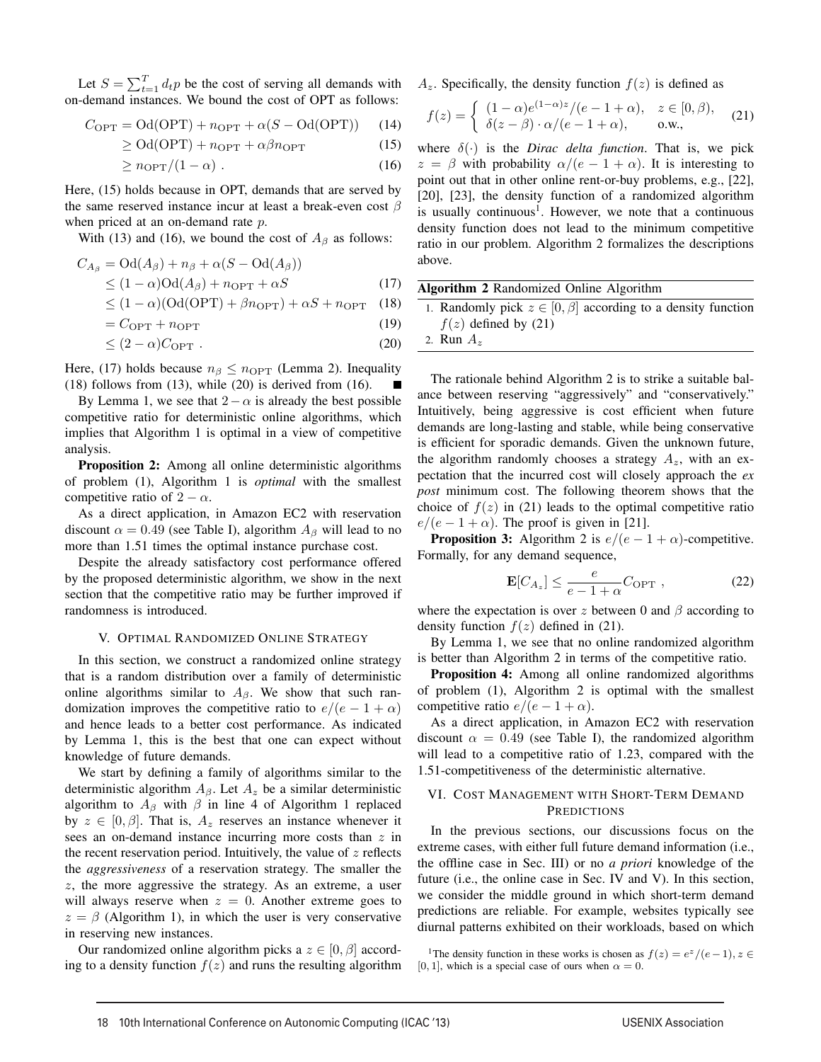Let $S = \sum_{t=1}^{T} d_t p$ be the cost of serving all demands with on-demand instances. We bound the cost of OPT as follows:

$$
\begin{aligned}
C_{\text{OPT}} &= \text{Od}(\text{OPT}) + n_{\text{OPT}} + \alpha(S - \text{Od}(\text{OPT})) && (14)\\
&\geq \text{Od}(\text{OPT}) + n_{\text{OPT}} + \alpha\beta n_{\text{OPT}} && (15)\\
&\geq n_{\text{OPT}}/(1-\alpha) \ . && (16)
\end{aligned}
$$

Here, (15) holds because in OPT, demands that are served by the same reserved instance incur at least a break-even cost $\beta$ when priced at an on-demand rate $p$.

With (13) and (16), we bound the cost of $A_\beta$ as follows:

$$
\begin{aligned}
C_{A_\beta} &= \text{Od}(A_\beta) + n_\beta + \alpha(S - \text{Od}(A_\beta))\\
&\leq (1-\alpha)\text{Od}(A_\beta) + n_{\text{OPT}} + \alpha S && (17)\\
&\leq (1-\alpha)(\text{Od}(\text{OPT}) + \beta n_{\text{OPT}}) + \alpha S + n_{\text{OPT}} && (18)\\
&= C_{\text{OPT}} + n_{\text{OPT}} && (19)\\
&\leq (2-\alpha) C_{\text{OPT}} \ . && (20)
\end{aligned}
$$

Here, (17) holds because $n_\beta \leq n_{\text{OPT}}$ (Lemma 2). Inequality (18) follows from (13), while (20) is derived from (16). ∎

By Lemma 1, we see that $2-\alpha$ is already the best possible competitive ratio for deterministic online algorithms, which implies that Algorithm 1 is optimal in a view of competitive analysis.

**Proposition 2:** Among all online deterministic algorithms of problem (1), Algorithm 1 is *optimal* with the smallest competitive ratio of $2-\alpha$.

As a direct application, in Amazon EC2 with reservation discount $\alpha = 0.49$ (see Table I), algorithm $A_\beta$ will lead to no more than 1.51 times the optimal instance purchase cost.

Despite the already satisfactory cost performance offered by the proposed deterministic algorithm, we show in the next section that the competitive ratio may be further improved if randomness is introduced.

## V. Optimal Randomized Online Strategy

In this section, we construct a randomized online strategy that is a random distribution over a family of deterministic online algorithms similar to $A_\beta$. We show that such randomization improves the competitive ratio to $e/(e-1+\alpha)$ and hence leads to a better cost performance. As indicated by Lemma 1, this is the best that one can expect without knowledge of future demands.

We start by defining a family of algorithms similar to the deterministic algorithm $A_\beta$. Let $A_z$ be a similar deterministic algorithm to $A_\beta$ with $\beta$ in line 4 of Algorithm 1 replaced by $z \in [0, \beta]$. That is, $A_z$ reserves an instance whenever it sees an on-demand instance incurring more costs than $z$ in the recent reservation period. Intuitively, the value of $z$ reflects the *aggressiveness* of a reservation strategy. The smaller the $z$, the more aggressive the strategy. As an extreme, a user will always reserve when $z = 0$. Another extreme goes to $z = \beta$ (Algorithm 1), in which the user is very conservative in reserving new instances.

Our randomized online algorithm picks a $z \in [0, \beta]$ according to a density function $f(z)$ and runs the resulting algorithm $A_z$. Specifically, the density function $f(z)$ is defined as

$$
f(z) = \begin{cases} (1-\alpha)e^{(1-\alpha)z}/(e-1+\alpha), & z \in [0, \beta), \\ \delta(z-\beta) \cdot \alpha/(e-1+\alpha), & \text{o.w.}, \end{cases} \quad (21)
$$

where $\delta(\cdot)$ is the *Dirac delta function*. That is, we pick $z = \beta$ with probability $\alpha/(e-1+\alpha)$. It is interesting to point out that in other online rent-or-buy problems, e.g., [22], [20], [23], the density function of a randomized algorithm is usually continuous[1]. However, we note that a continuous density function does not lead to the minimum competitive ratio in our problem. Algorithm 2 formalizes the descriptions above.

---

**Algorithm 2** Randomized Online Algorithm

1. Randomly pick $z \in [0, \beta]$ according to a density function $f(z)$ defined by (21)
2. Run $A_z$

---

The rationale behind Algorithm 2 is to strike a suitable balance between reserving "aggressively" and "conservatively." Intuitively, being aggressive is cost efficient when future demands are long-lasting and stable, while being conservative is efficient for sporadic demands. Given the unknown future, the algorithm randomly chooses a strategy $A_z$, with an expectation that the incurred cost will closely approach the *ex post* minimum cost. The following theorem shows that the choice of $f(z)$ in (21) leads to the optimal competitive ratio $e/(e-1+\alpha)$. The proof is given in [21].

**Proposition 3:** Algorithm 2 is $e/(e-1+\alpha)$-competitive. Formally, for any demand sequence,

$$
\mathbf{E}[C_{A_z}] \leq \frac{e}{e-1+\alpha} C_{\text{OPT}} \ , \quad (22)
$$

where the expectation is over $z$ between 0 and $\beta$ according to density function $f(z)$ defined in (21).

By Lemma 1, we see that no online randomized algorithm is better than Algorithm 2 in terms of the competitive ratio.

**Proposition 4:** Among all online randomized algorithms of problem (1), Algorithm 2 is optimal with the smallest competitive ratio $e/(e-1+\alpha)$.

As a direct application, in Amazon EC2 with reservation discount $\alpha = 0.49$ (see Table I), the randomized algorithm will lead to a competitive ratio of 1.23, compared with the 1.51-competitiveness of the deterministic alternative.

## VI. Cost Management with Short-Term Demand Predictions

In the previous sections, our discussions focus on the extreme cases, with either full future demand information (i.e., the offline case in Sec. III) or no *a priori* knowledge of the future (i.e., the online case in Sec. IV and V). In this section, we consider the middle ground in which short-term demand predictions are reliable. For example, websites typically see diurnal patterns exhibited on their workloads, based on which

[1] The density function in these works is chosen as $f(z) = e^z/(e-1), z \in [0, 1]$, which is a special case of ours when $\alpha = 0$.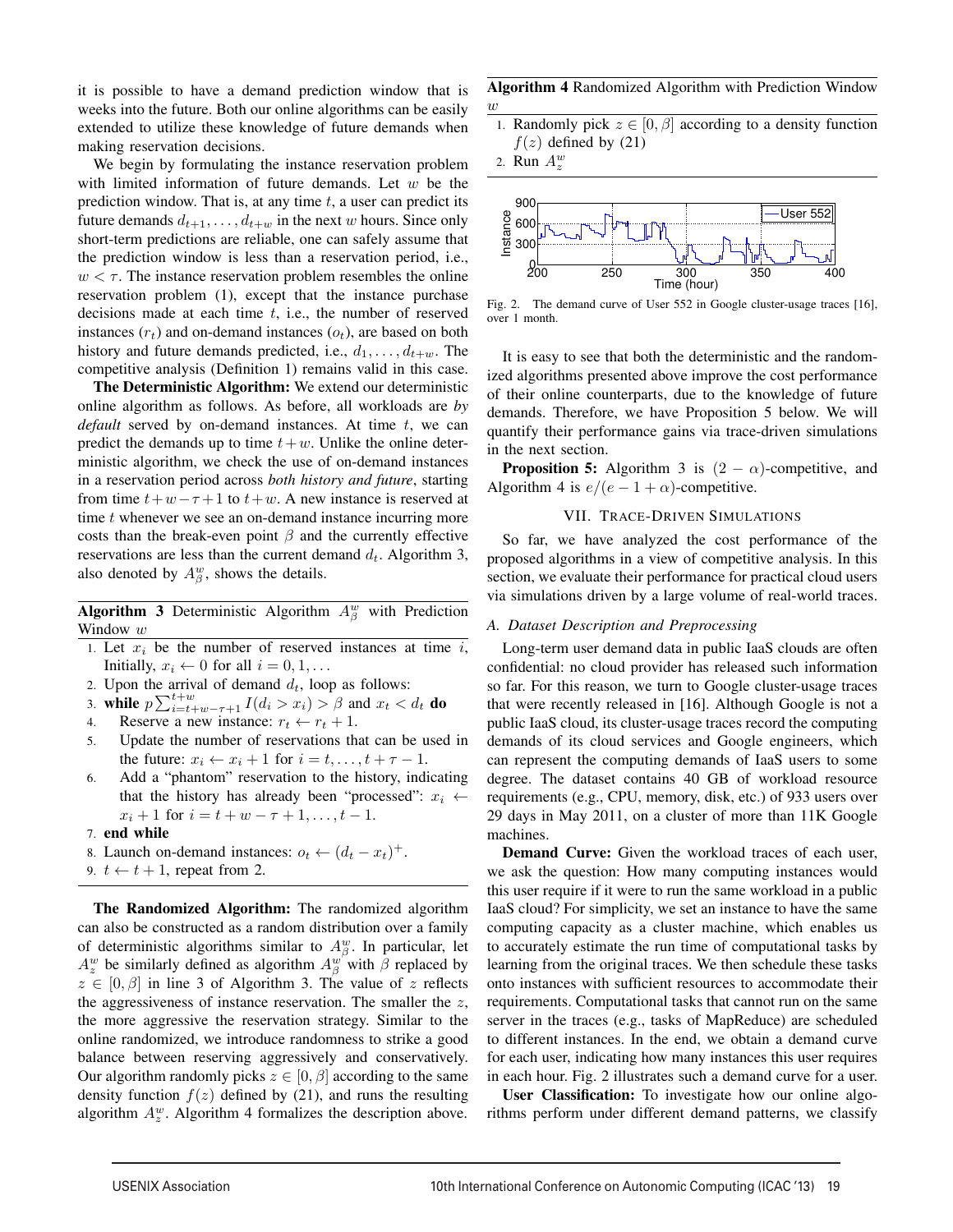it is possible to have a demand prediction window that is weeks into the future. Both our online algorithms can be easily extended to utilize these knowledge of future demands when making reservation decisions.

We begin by formulating the instance reservation problem with limited information of future demands. Let $w$ be the prediction window. That is, at any time $t$, a user can predict its future demands $d_{t+1}, \ldots, d_{t+w}$ in the next $w$ hours. Since only short-term predictions are reliable, one can safely assume that the prediction window is less than a reservation period, i.e., $w < \tau$. The instance reservation problem resembles the online reservation problem (1), except that the instance purchase decisions made at each time $t$, i.e., the number of reserved instances ($r_t$) and on-demand instances ($o_t$), are based on both history and future demands predicted, i.e., $d_1, \ldots, d_{t+w}$. The competitive analysis (Definition 1) remains valid in this case.

**The Deterministic Algorithm:** We extend our deterministic online algorithm as follows. As before, all workloads are *by default* served by on-demand instances. At time $t$, we can predict the demands up to time $t+w$. Unlike the online deterministic algorithm, we check the use of on-demand instances in a reservation period across *both history and future*, starting from time $t+w-\tau+1$ to $t+w$. A new instance is reserved at time $t$ whenever we see an on-demand instance incurring more costs than the break-even point $\beta$ and the currently effective reservations are less than the current demand $d_t$. Algorithm 3, also denoted by $A_\beta^w$, shows the details.

**Algorithm 3** Deterministic Algorithm $A_\beta^w$ with Prediction Window $w$

1. Let $x_i$ be the number of reserved instances at time $i$, Initially, $x_i \leftarrow 0$ for all $i = 0, 1, \ldots$
2. Upon the arrival of demand $d_t$, loop as follows:
3. **while** $p \sum_{i=t+w-\tau+1}^{t+w} I(d_i > x_i) > \beta$ and $x_t < d_t$ **do**
4. Reserve a new instance: $r_t \leftarrow r_t + 1$.
5. Update the number of reservations that can be used in the future: $x_i \leftarrow x_i + 1$ for $i = t, \ldots, t+\tau-1$.
6. Add a "phantom" reservation to the history, indicating that the history has already been "processed": $x_i \leftarrow x_i + 1$ for $i = t+w-\tau+1, \ldots, t-1$.
7. **end while**
8. Launch on-demand instances: $o_t \leftarrow (d_t - x_t)^+$.
9. $t \leftarrow t + 1$, repeat from 2.

**The Randomized Algorithm:** The randomized algorithm can also be constructed as a random distribution over a family of deterministic algorithms similar to $A_\beta^w$. In particular, let $A_z^w$ be similarly defined as algorithm $A_\beta^w$ with $\beta$ replaced by $z \in [0, \beta]$ in line 3 of Algorithm 3. The value of $z$ reflects the aggressiveness of instance reservation. The smaller the $z$, the more aggressive the reservation strategy. Similar to the online randomized, we introduce randomness to strike a good balance between reserving aggressively and conservatively. Our algorithm randomly picks $z \in [0, \beta]$ according to the same density function $f(z)$ defined by (21), and runs the resulting algorithm $A_z^w$. Algorithm 4 formalizes the description above.

**Algorithm 4** Randomized Algorithm with Prediction Window $w$

1. Randomly pick $z \in [0, \beta]$ according to a density function $f(z)$ defined by (21)
2. Run $A_z^w$

Fig. 2. The demand curve of User 552 in Google cluster-usage traces [16], over 1 month.

It is easy to see that both the deterministic and the randomized algorithms presented above improve the cost performance of their online counterparts, due to the knowledge of future demands. Therefore, we have Proposition 5 below. We will quantify their performance gains via trace-driven simulations in the next section.

**Proposition 5:** Algorithm 3 is $(2 - \alpha)$-competitive, and Algorithm 4 is $e/(e - 1 + \alpha)$-competitive.

## VII. Trace-Driven Simulations

So far, we have analyzed the cost performance of the proposed algorithms in a view of competitive analysis. In this section, we evaluate their performance for practical cloud users via simulations driven by a large volume of real-world traces.

### A. Dataset Description and Preprocessing

Long-term user demand data in public IaaS clouds are often confidential: no cloud provider has released such information so far. For this reason, we turn to Google cluster-usage traces that were recently released in [16]. Although Google is not a public IaaS cloud, its cluster-usage traces record the computing demands of its cloud services and Google engineers, which can represent the computing demands of IaaS users to some degree. The dataset contains 40 GB of workload resource requirements (e.g., CPU, memory, disk, etc.) of 933 users over 29 days in May 2011, on a cluster of more than 11K Google machines.

**Demand Curve:** Given the workload traces of each user, we ask the question: How many computing instances would this user require if it were to run the same workload in a public IaaS cloud? For simplicity, we set an instance to have the same computing capacity as a cluster machine, which enables us to accurately estimate the run time of computational tasks by learning from the original traces. We then schedule these tasks onto instances with sufficient resources to accommodate their requirements. Computational tasks that cannot run on the same server in the traces (e.g., tasks of MapReduce) are scheduled to different instances. In the end, we obtain a demand curve for each user, indicating how many instances this user requires in each hour. Fig. 2 illustrates such a demand curve for a user.

**User Classification:** To investigate how our online algorithms perform under different demand patterns, we classify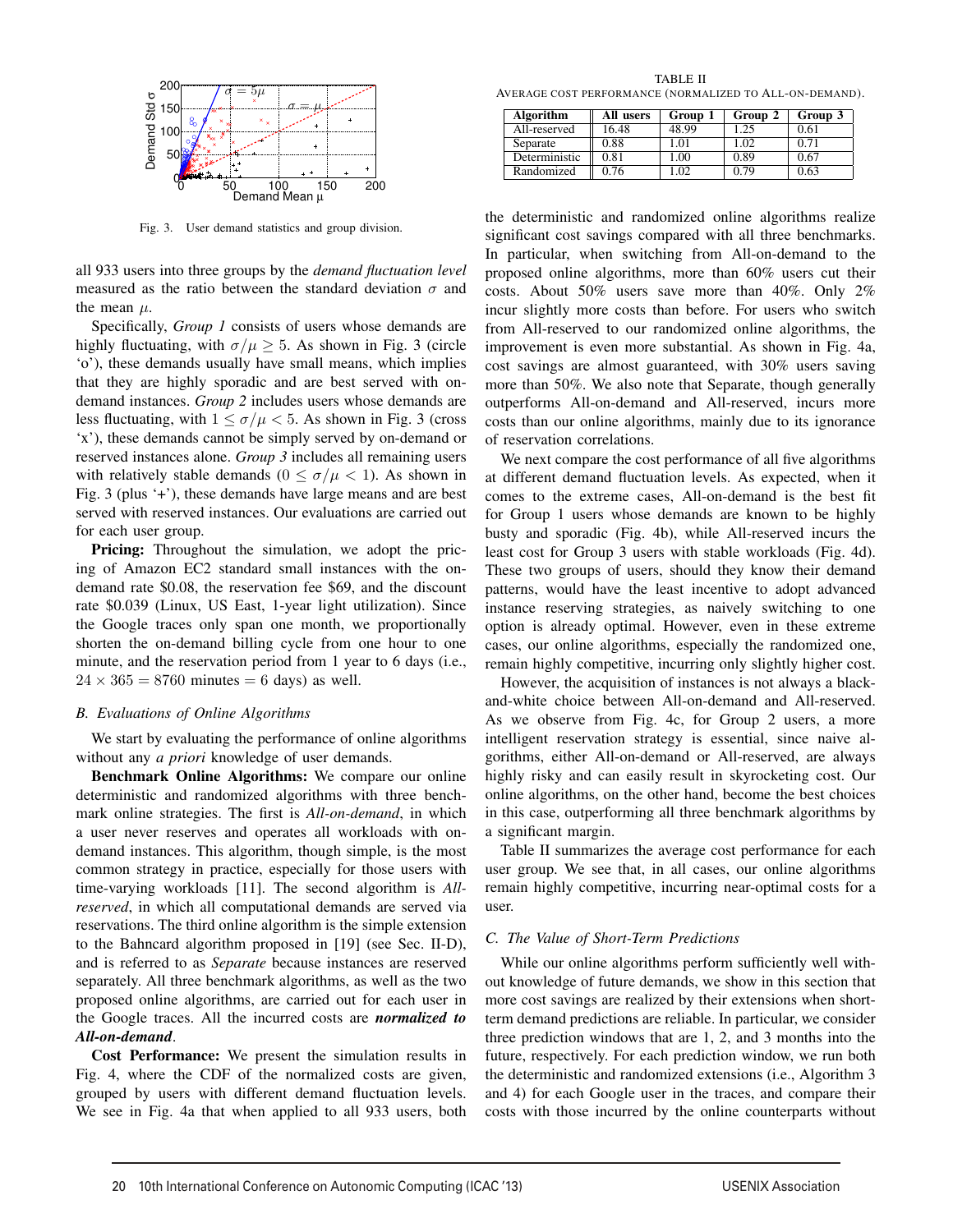Fig. 3. User demand statistics and group division.

all 933 users into three groups by the *demand fluctuation level* measured as the ratio between the standard deviation $\sigma$ and the mean $\mu$.

Specifically, *Group 1* consists of users whose demands are highly fluctuating, with $\sigma/\mu \geq 5$. As shown in Fig. 3 (circle 'o'), these demands usually have small means, which implies that they are highly sporadic and are best served with on-demand instances. *Group 2* includes users whose demands are less fluctuating, with $1 \leq \sigma/\mu < 5$. As shown in Fig. 3 (cross 'x'), these demands cannot be simply served by on-demand or reserved instances alone. *Group 3* includes all remaining users with relatively stable demands ($0 \leq \sigma/\mu < 1$). As shown in Fig. 3 (plus '+'), these demands have large means and are best served with reserved instances. Our evaluations are carried out for each user group.

**Pricing:** Throughout the simulation, we adopt the pricing of Amazon EC2 standard small instances with the on-demand rate \$0.08, the reservation fee \$69, and the discount rate \$0.039 (Linux, US East, 1-year light utilization). Since the Google traces only span one month, we proportionally shorten the on-demand billing cycle from one hour to one minute, and the reservation period from 1 year to 6 days (i.e., $24 \times 365 = 8760$ minutes $= 6$ days) as well.

### B. Evaluations of Online Algorithms

We start by evaluating the performance of online algorithms without any *a priori* knowledge of user demands.

**Benchmark Online Algorithms:** We compare our online deterministic and randomized algorithms with three benchmark online strategies. The first is *All-on-demand*, in which a user never reserves and operates all workloads with on-demand instances. This algorithm, though simple, is the most common strategy in practice, especially for those users with time-varying workloads [11]. The second algorithm is *All-reserved*, in which all computational demands are served via reservations. The third online algorithm is the simple extension to the Bahncard algorithm proposed in [19] (see Sec. II-D), and is referred to as *Separate* because instances are reserved separately. All three benchmark algorithms, as well as the two proposed online algorithms, are carried out for each user in the Google traces. All the incurred costs are ***normalized to All-on-demand***.

**Cost Performance:** We present the simulation results in Fig. 4, where the CDF of the normalized costs are given, grouped by users with different demand fluctuation levels. We see in Fig. 4a that when applied to all 933 users, both the deterministic and randomized online algorithms realize significant cost savings compared with all three benchmarks. In particular, when switching from All-on-demand to the proposed online algorithms, more than 60% users cut their costs. About 50% users save more than 40%. Only 2% incur slightly more costs than before. For users who switch from All-reserved to our randomized online algorithms, the improvement is even more substantial. As shown in Fig. 4a, cost savings are almost guaranteed, with 30% users saving more than 50%. We also note that Separate, though generally outperforms All-on-demand and All-reserved, incurs more costs than our online algorithms, mainly due to its ignorance of reservation correlations.

We next compare the cost performance of all five algorithms at different demand fluctuation levels. As expected, when it comes to the extreme cases, All-on-demand is the best fit for Group 1 users whose demands are known to be highly busty and sporadic (Fig. 4b), while All-reserved incurs the least cost for Group 3 users with stable workloads (Fig. 4d). These two groups of users, should they know their demand patterns, would have the least incentive to adopt advanced instance reserving strategies, as naively switching to one option is already optimal. However, even in these extreme cases, our online algorithms, especially the randomized one, remain highly competitive, incurring only slightly higher cost.

However, the acquisition of instances is not always a black-and-white choice between All-on-demand and All-reserved. As we observe from Fig. 4c, for Group 2 users, a more intelligent reservation strategy is essential, since naive algorithms, either All-on-demand or All-reserved, are always highly risky and can easily result in skyrocketing cost. Our online algorithms, on the other hand, become the best choices in this case, outperforming all three benchmark algorithms by a significant margin.

Table II summarizes the average cost performance for each user group. We see that, in all cases, our online algorithms remain highly competitive, incurring near-optimal costs for a user.

TABLE II
AVERAGE COST PERFORMANCE (NORMALIZED TO ALL-ON-DEMAND).

| Algorithm | All users | Group 1 | Group 2 | Group 3 |
|---|---|---|---|---|
| All-reserved | 16.48 | 48.99 | 1.25 | 0.61 |
| Separate | 0.88 | 1.01 | 1.02 | 0.71 |
| Deterministic | 0.81 | 1.00 | 0.89 | 0.67 |
| Randomized | 0.76 | 1.02 | 0.79 | 0.63 |

### C. The Value of Short-Term Predictions

While our online algorithms perform sufficiently well without knowledge of future demands, we show in this section that more cost savings are realized by their extensions when short-term demand predictions are reliable. In particular, we consider three prediction windows that are 1, 2, and 3 months into the future, respectively. For each prediction window, we run both the deterministic and randomized extensions (i.e., Algorithm 3 and 4) for each Google user in the traces, and compare their costs with those incurred by the online counterparts without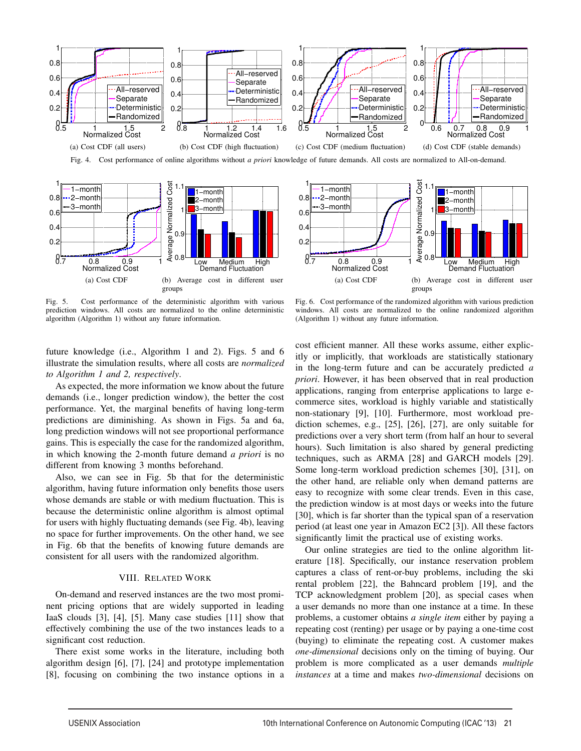(a) Cost CDF (all users)

(b) Cost CDF (high fluctuation)

(c) Cost CDF (medium fluctuation)

(d) Cost CDF (stable demands)

Fig. 4. Cost performance of online algorithms without *a priori* knowledge of future demands. All costs are normalized to All-on-demand.

(a) Cost CDF

(b) Average cost in different user groups

Fig. 5. Cost performance of the deterministic algorithm with various prediction windows. All costs are normalized to the online deterministic algorithm (Algorithm 1) without any future information.

(a) Cost CDF

(b) Average cost in different user groups

Fig. 6. Cost performance of the randomized algorithm with various prediction windows. All costs are normalized to the online randomized algorithm (Algorithm 1) without any future information.

future knowledge (i.e., Algorithm 1 and 2). Figs. 5 and 6 illustrate the simulation results, where all costs are *normalized to Algorithm 1 and 2, respectively*.

As expected, the more information we know about the future demands (i.e., longer prediction window), the better the cost performance. Yet, the marginal benefits of having long-term predictions are diminishing. As shown in Figs. 5a and 6a, long prediction windows will not see proportional performance gains. This is especially the case for the randomized algorithm, in which knowing the 2-month future demand *a priori* is no different from knowing 3 months beforehand.

Also, we can see in Fig. 5b that for the deterministic algorithm, having future information only benefits those users whose demands are stable or with medium fluctuation. This is because the deterministic online algorithm is almost optimal for users with highly fluctuating demands (see Fig. 4b), leaving no space for further improvements. On the other hand, we see in Fig. 6b that the benefits of knowing future demands are consistent for all users with the randomized algorithm.

## VIII. Related Work

On-demand and reserved instances are the two most prominent pricing options that are widely supported in leading IaaS clouds [3], [4], [5]. Many case studies [11] show that effectively combining the use of the two instances leads to a significant cost reduction.

There exist some works in the literature, including both algorithm design [6], [7], [24] and prototype implementation [8], focusing on combining the two instance options in a cost efficient manner. All these works assume, either explicitly or implicitly, that workloads are statistically stationary in the long-term future and can be accurately predicted *a priori*. However, it has been observed that in real production applications, ranging from enterprise applications to large e-commerce sites, workload is highly variable and statistically non-stationary [9], [10]. Furthermore, most workload prediction schemes, e.g., [25], [26], [27], are only suitable for predictions over a very short term (from half an hour to several hours). Such limitation is also shared by general predicting techniques, such as ARMA [28] and GARCH models [29]. Some long-term workload prediction schemes [30], [31], on the other hand, are reliable only when demand patterns are easy to recognize with some clear trends. Even in this case, the prediction window is at most days or weeks into the future [30], which is far shorter than the typical span of a reservation period (at least one year in Amazon EC2 [3]). All these factors significantly limit the practical use of existing works.

Our online strategies are tied to the online algorithm literature [18]. Specifically, our instance reservation problem captures a class of rent-or-buy problems, including the ski rental problem [22], the Bahncard problem [19], and the TCP acknowledgment problem [20], as special cases when a user demands no more than one instance at a time. In these problems, a customer obtains *a single item* either by paying a repeating cost (renting) per usage or by paying a one-time cost (buying) to eliminate the repeating cost. A customer makes *one-dimensional* decisions only on the timing of buying. Our problem is more complicated as a user demands *multiple instances* at a time and makes *two-dimensional* decisions on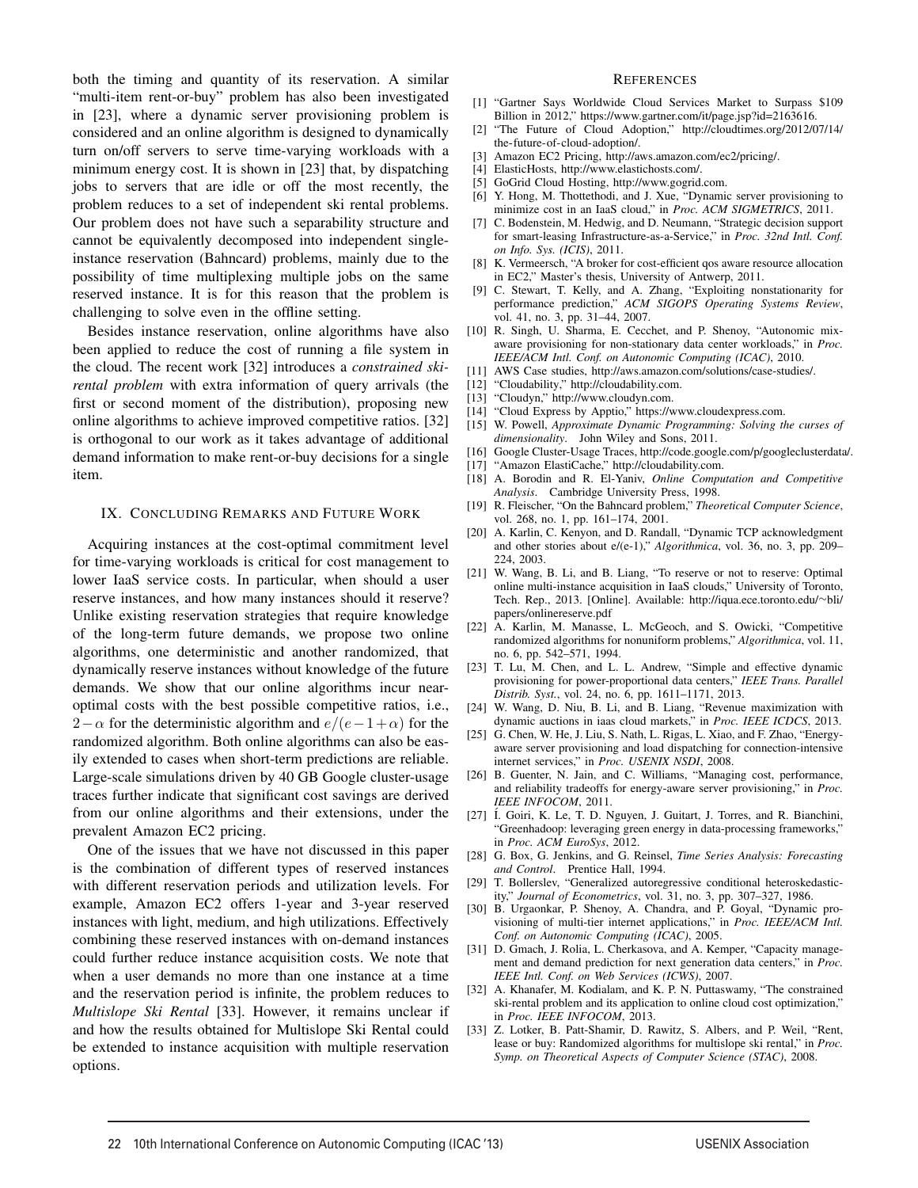both the timing and quantity of its reservation. A similar "multi-item rent-or-buy" problem has also been investigated in [23], where a dynamic server provisioning problem is considered and an online algorithm is designed to dynamically turn on/off servers to serve time-varying workloads with a minimum energy cost. It is shown in [23] that, by dispatching jobs to servers that are idle or off the most recently, the problem reduces to a set of independent ski rental problems. Our problem does not have such a separability structure and cannot be equivalently decomposed into independent single-instance reservation (Bahncard) problems, mainly due to the possibility of time multiplexing multiple jobs on the same reserved instance. It is for this reason that the problem is challenging to solve even in the offline setting.

Besides instance reservation, online algorithms have also been applied to reduce the cost of running a file system in the cloud. The recent work [32] introduces a *constrained ski-rental problem* with extra information of query arrivals (the first or second moment of the distribution), proposing new online algorithms to achieve improved competitive ratios. [32] is orthogonal to our work as it takes advantage of additional demand information to make rent-or-buy decisions for a single item.

## IX. Concluding Remarks and Future Work

Acquiring instances at the cost-optimal commitment level for time-varying workloads is critical for cost management to lower IaaS service costs. In particular, when should a user reserve instances, and how many instances should it reserve? Unlike existing reservation strategies that require knowledge of the long-term future demands, we propose two online algorithms, one deterministic and another randomized, that dynamically reserve instances without knowledge of the future demands. We show that our online algorithms incur near-optimal costs with the best possible competitive ratios, i.e., $2-\alpha$ for the deterministic algorithm and $e/(e-1+\alpha)$ for the randomized algorithm. Both online algorithms can also be easily extended to cases when short-term predictions are reliable. Large-scale simulations driven by 40 GB Google cluster-usage traces further indicate that significant cost savings are derived from our online algorithms and their extensions, under the prevalent Amazon EC2 pricing.

One of the issues that we have not discussed in this paper is the combination of different types of reserved instances with different reservation periods and utilization levels. For example, Amazon EC2 offers 1-year and 3-year reserved instances with light, medium, and high utilizations. Effectively combining these reserved instances with on-demand instances could further reduce instance acquisition costs. We note that when a user demands no more than one instance at a time and the reservation period is infinite, the problem reduces to *Multislope Ski Rental* [33]. However, it remains unclear if and how the results obtained for Multislope Ski Rental could be extended to instance acquisition with multiple reservation options.

## References

[1] "Gartner Says Worldwide Cloud Services Market to Surpass $109 Billion in 2012," https://www.gartner.com/it/page.jsp?id=2163616.

[2] "The Future of Cloud Adoption," http://cloudtimes.org/2012/07/14/the-future-of-cloud-adoption/.

[3] Amazon EC2 Pricing, http://aws.amazon.com/ec2/pricing/.

[4] ElasticHosts, http://www.elastichosts.com/.

[5] GoGrid Cloud Hosting, http://www.gogrid.com.

[6] Y. Hong, M. Thottethodi, and J. Xue, "Dynamic server provisioning to minimize cost in an IaaS cloud," in *Proc. ACM SIGMETRICS*, 2011.

[7] C. Bodenstein, M. Hedwig, and D. Neumann, "Strategic decision support for smart-leasing Infrastructure-as-a-Service," in *Proc. 32nd Intl. Conf. on Info. Sys. (ICIS)*, 2011.

[8] K. Vermeersch, "A broker for cost-efficient qos aware resource allocation in EC2," Master's thesis, University of Antwerp, 2011.

[9] C. Stewart, T. Kelly, and A. Zhang, "Exploiting nonstationarity for performance prediction," *ACM SIGOPS Operating Systems Review*, vol. 41, no. 3, pp. 31–44, 2007.

[10] R. Singh, U. Sharma, E. Cecchet, and P. Shenoy, "Autonomic mix-aware provisioning for non-stationary data center workloads," in *Proc. IEEE/ACM Intl. Conf. on Autonomic Computing (ICAC)*, 2010.

[11] AWS Case studies, http://aws.amazon.com/solutions/case-studies/.

[12] "Cloudability," http://cloudability.com.

[13] "Cloudyn," http://www.cloudyn.com.

[14] "Cloud Express by Apptio," https://www.cloudexpress.com.

[15] W. Powell, *Approximate Dynamic Programming: Solving the curses of dimensionality*. John Wiley and Sons, 2011.

[16] Google Cluster-Usage Traces, http://code.google.com/p/googleclusterdata/.

[17] "Amazon ElastiCache," http://cloudability.com.

[18] A. Borodin and R. El-Yaniv, *Online Computation and Competitive Analysis*. Cambridge University Press, 1998.

[19] R. Fleischer, "On the Bahncard problem," *Theoretical Computer Science*, vol. 268, no. 1, pp. 161–174, 2001.

[20] A. Karlin, C. Kenyon, and D. Randall, "Dynamic TCP acknowledgment and other stories about e/(e-1)," *Algorithmica*, vol. 36, no. 3, pp. 209–224, 2003.

[21] W. Wang, B. Li, and B. Liang, "To reserve or not to reserve: Optimal online multi-instance acquisition in IaaS clouds," University of Toronto, Tech. Rep., 2013. [Online]. Available: http://iqua.ece.toronto.edu/~bli/papers/onlinereserve.pdf

[22] A. Karlin, M. Manasse, L. McGeoch, and S. Owicki, "Competitive randomized algorithms for nonuniform problems," *Algorithmica*, vol. 11, no. 6, pp. 542–571, 1994.

[23] T. Lu, M. Chen, and L. L. Andrew, "Simple and effective dynamic provisioning for power-proportional data centers," *IEEE Trans. Parallel Distrib. Syst.*, vol. 24, no. 6, pp. 1611–1171, 2013.

[24] W. Wang, D. Niu, B. Li, and B. Liang, "Revenue maximization with dynamic auctions in iaas cloud markets," in *Proc. IEEE ICDCS*, 2013.

[25] G. Chen, W. He, J. Liu, S. Nath, L. Rigas, L. Xiao, and F. Zhao, "Energy-aware server provisioning and load dispatching for connection-intensive internet services," in *Proc. USENIX NSDI*, 2008.

[26] B. Guenter, N. Jain, and C. Williams, "Managing cost, performance, and reliability tradeoffs for energy-aware server provisioning," in *Proc. IEEE INFOCOM*, 2011.

[27] Í. Goiri, K. Le, T. D. Nguyen, J. Guitart, J. Torres, and R. Bianchini, "Greenhadoop: leveraging green energy in data-processing frameworks," in *Proc. ACM EuroSys*, 2012.

[28] G. Box, G. Jenkins, and G. Reinsel, *Time Series Analysis: Forecasting and Control*. Prentice Hall, 1994.

[29] T. Bollerslev, "Generalized autoregressive conditional heteroskedasticity," *Journal of Econometrics*, vol. 31, no. 3, pp. 307–327, 1986.

[30] B. Urgaonkar, P. Shenoy, A. Chandra, and P. Goyal, "Dynamic provisioning of multi-tier internet applications," in *Proc. IEEE/ACM Intl. Conf. on Autonomic Computing (ICAC)*, 2005.

[31] D. Gmach, J. Rolia, L. Cherkasova, and A. Kemper, "Capacity management and demand prediction for next generation data centers," in *Proc. IEEE Intl. Conf. on Web Services (ICWS)*, 2007.

[32] A. Khanafer, M. Kodialam, and K. P. N. Puttaswamy, "The constrained ski-rental problem and its application to online cloud cost optimization," in *Proc. IEEE INFOCOM*, 2013.

[33] Z. Lotker, B. Patt-Shamir, D. Rawitz, S. Albers, and P. Weil, "Rent, lease or buy: Randomized algorithms for multislope ski rental," in *Proc. Symp. on Theoretical Aspects of Computer Science (STAC)*, 2008.